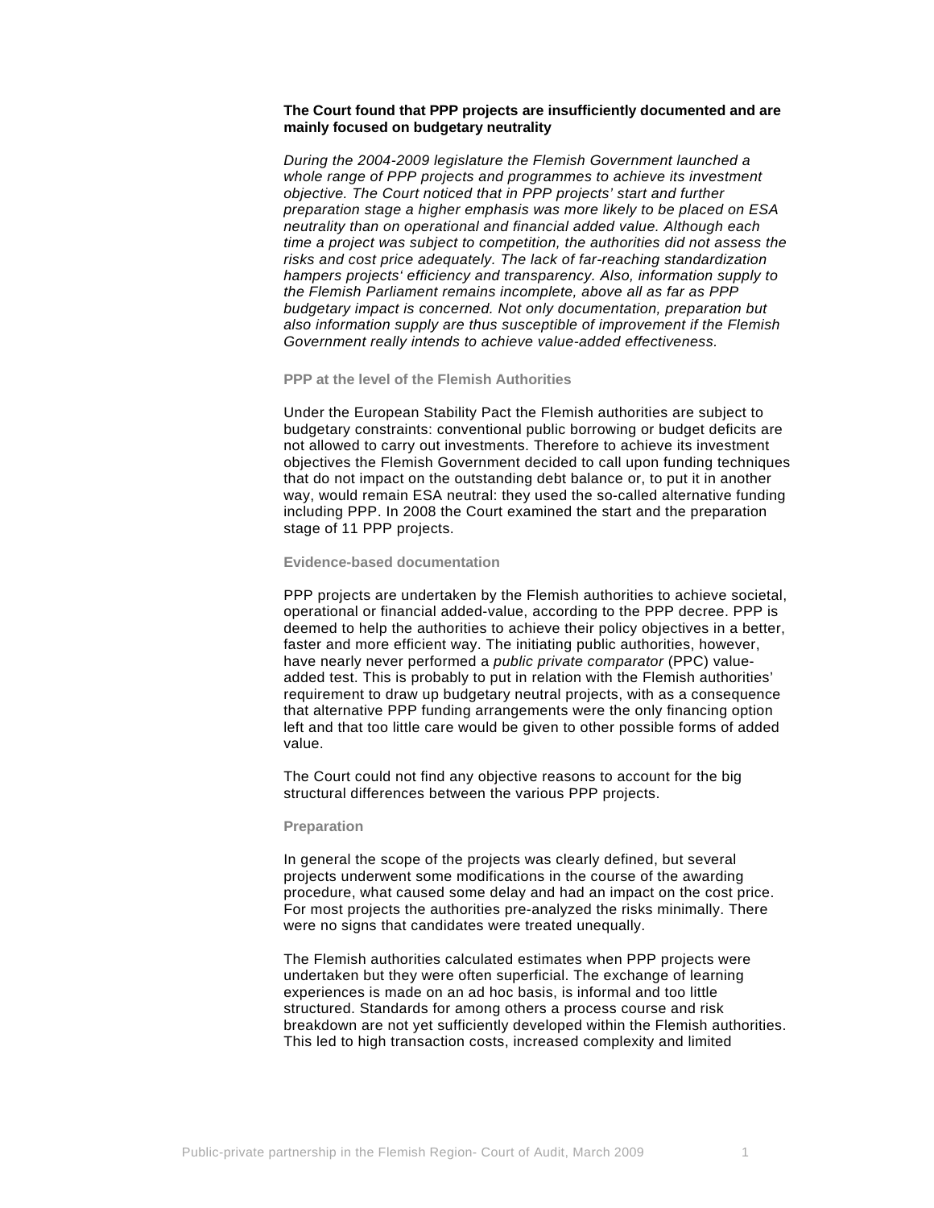**The Court found that PPP projects are insufficiently documented and are mainly focused on budgetary neutrality**

*During the 2004-2009 legislature the Flemish Government launched a whole range of PPP projects and programmes to achieve its investment objective. The Court noticed that in PPP projects' start and further preparation stage a higher emphasis was more likely to be placed on ESA neutrality than on operational and financial added value. Although each time a project was subject to competition, the authorities did not assess the risks and cost price adequately. The lack of far-reaching standardization hampers projects' efficiency and transparency. Also, information supply to the Flemish Parliament remains incomplete, above all as far as PPP budgetary impact is concerned. Not only documentation, preparation but also information supply are thus susceptible of improvement if the Flemish Government really intends to achieve value-added effectiveness.*

### PPP at the level of the Flemish Authorities

Under the European Stability Pact the Flemish authorities are subject to budgetary constraints: conventional public borrowing or budget deficits are not allowed to carry out investments. Therefore to achieve its investment objectives the Flemish Government decided to call upon funding techniques that do not impact on the outstanding debt balance or, to put it in another way, would remain ESA neutral: they used the so-called alternative funding including PPP. In 2008 the Court examined the start and the preparation stage of 11 PPP projects.

### Evidence-based documentation

PPP projects are undertaken by the Flemish authorities to achieve societal, operational or financial added-value, according to the PPP decree. PPP is deemed to help the authorities to achieve their policy objectives in a better, faster and more efficient way. The initiating public authorities, however, have nearly never performed a *public private comparator* (PPC) value-added test. This is probably to put in relation with the Flemish authorities' requirement to draw up budgetary neutral projects, with as a consequence that alternative PPP funding arrangements were the only financing option left and that too little care would be given to other possible forms of added value.

The Court could not find any objective reasons to account for the big structural differences between the various PPP projects.

### Preparation

In general the scope of the projects was clearly defined, but several projects underwent some modifications in the course of the awarding procedure, what caused some delay and had an impact on the cost price. For most projects the authorities pre-analyzed the risks minimally. There were no signs that candidates were treated unequally.

The Flemish authorities calculated estimates when PPP projects were undertaken but they were often superficial. The exchange of learning experiences is made on an ad hoc basis, is informal and too little structured. Standards for among others a process course and risk breakdown are not yet sufficiently developed within the Flemish authorities. This led to high transaction costs, increased complexity and limited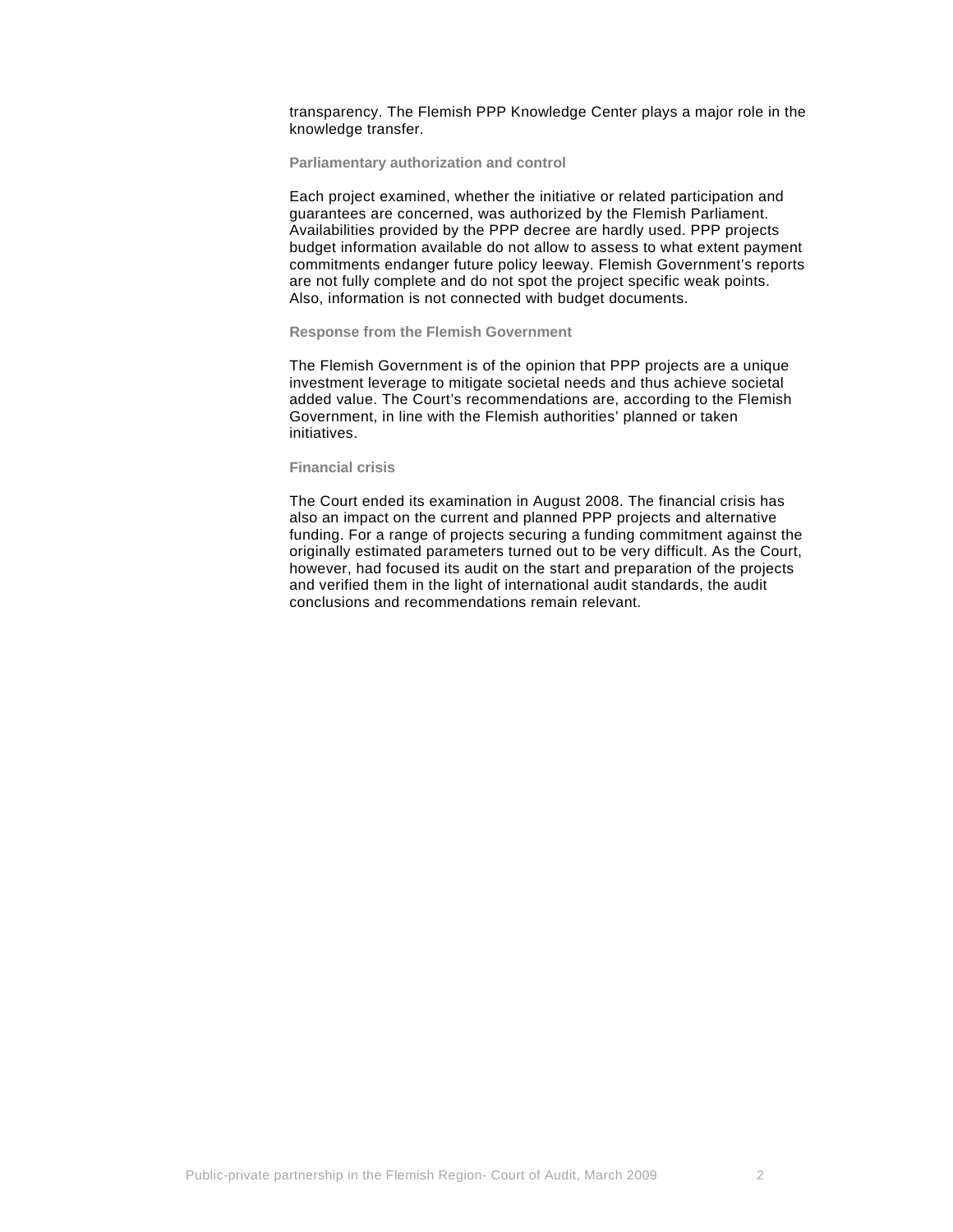transparency. The Flemish PPP Knowledge Center plays a major role in the knowledge transfer.

### Parliamentary authorization and control

Each project examined, whether the initiative or related participation and guarantees are concerned, was authorized by the Flemish Parliament. Availabilities provided by the PPP decree are hardly used. PPP projects budget information available do not allow to assess to what extent payment commitments endanger future policy leeway. Flemish Government's reports are not fully complete and do not spot the project specific weak points. Also, information is not connected with budget documents.

### Response from the Flemish Government

The Flemish Government is of the opinion that PPP projects are a unique investment leverage to mitigate societal needs and thus achieve societal added value. The Court's recommendations are, according to the Flemish Government, in line with the Flemish authorities' planned or taken initiatives.

### Financial crisis

The Court ended its examination in August 2008. The financial crisis has also an impact on the current and planned PPP projects and alternative funding. For a range of projects securing a funding commitment against the originally estimated parameters turned out to be very difficult. As the Court, however, had focused its audit on the start and preparation of the projects and verified them in the light of international audit standards, the audit conclusions and recommendations remain relevant.